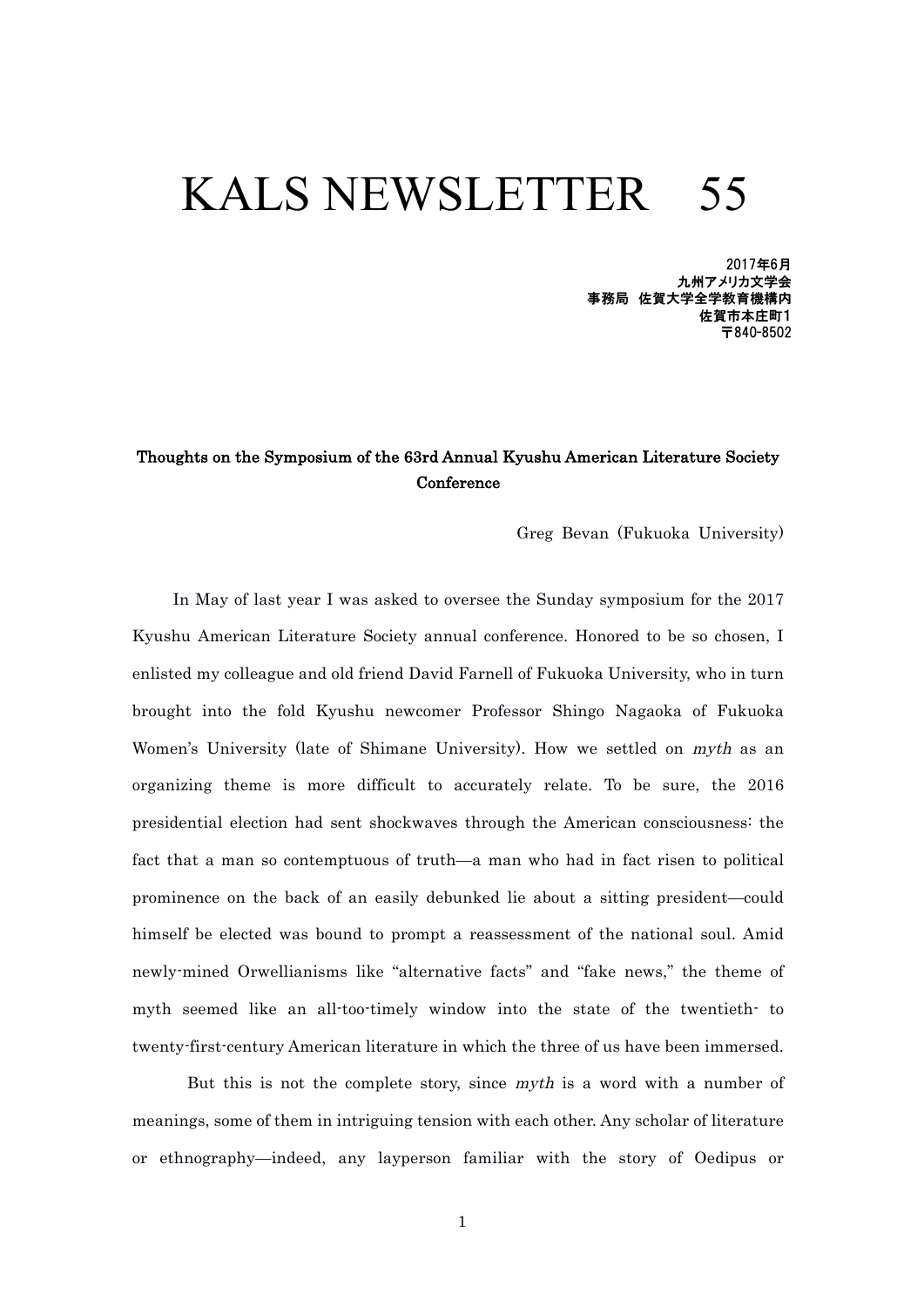# KALS NEWSLETTER　55

2017年6月
九州アメリカ文学会
事務局　佐賀大学全学教育機構内
佐賀市本庄町1
〒840-8502

### Thoughts on the Symposium of the 63rd Annual Kyushu American Literature Society Conference

Greg Bevan (Fukuoka University)

In May of last year I was asked to oversee the Sunday symposium for the 2017 Kyushu American Literature Society annual conference. Honored to be so chosen, I enlisted my colleague and old friend David Farnell of Fukuoka University, who in turn brought into the fold Kyushu newcomer Professor Shingo Nagaoka of Fukuoka Women's University (late of Shimane University). How we settled on *myth* as an organizing theme is more difficult to accurately relate. To be sure, the 2016 presidential election had sent shockwaves through the American consciousness: the fact that a man so contemptuous of truth—a man who had in fact risen to political prominence on the back of an easily debunked lie about a sitting president—could himself be elected was bound to prompt a reassessment of the national soul. Amid newly-mined Orwellianisms like "alternative facts" and "fake news," the theme of myth seemed like an all-too-timely window into the state of the twentieth- to twenty-first-century American literature in which the three of us have been immersed.

But this is not the complete story, since *myth* is a word with a number of meanings, some of them in intriguing tension with each other. Any scholar of literature or ethnography—indeed, any layperson familiar with the story of Oedipus or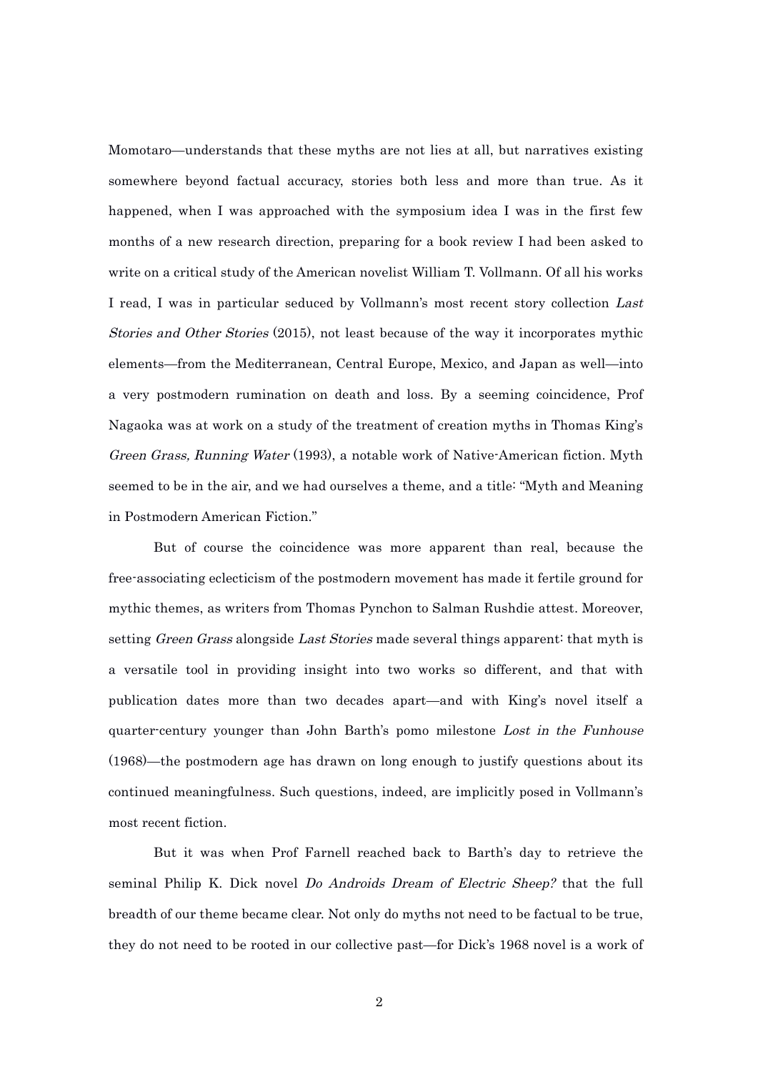Momotaro—understands that these myths are not lies at all, but narratives existing somewhere beyond factual accuracy, stories both less and more than true. As it happened, when I was approached with the symposium idea I was in the first few months of a new research direction, preparing for a book review I had been asked to write on a critical study of the American novelist William T. Vollmann. Of all his works I read, I was in particular seduced by Vollmann's most recent story collection *Last Stories and Other Stories* (2015), not least because of the way it incorporates mythic elements—from the Mediterranean, Central Europe, Mexico, and Japan as well—into a very postmodern rumination on death and loss. By a seeming coincidence, Prof Nagaoka was at work on a study of the treatment of creation myths in Thomas King's *Green Grass, Running Water* (1993), a notable work of Native-American fiction. Myth seemed to be in the air, and we had ourselves a theme, and a title: "Myth and Meaning in Postmodern American Fiction."

But of course the coincidence was more apparent than real, because the free-associating eclecticism of the postmodern movement has made it fertile ground for mythic themes, as writers from Thomas Pynchon to Salman Rushdie attest. Moreover, setting *Green Grass* alongside *Last Stories* made several things apparent: that myth is a versatile tool in providing insight into two works so different, and that with publication dates more than two decades apart—and with King's novel itself a quarter-century younger than John Barth's pomo milestone *Lost in the Funhouse* (1968)—the postmodern age has drawn on long enough to justify questions about its continued meaningfulness. Such questions, indeed, are implicitly posed in Vollmann's most recent fiction.

But it was when Prof Farnell reached back to Barth's day to retrieve the seminal Philip K. Dick novel *Do Androids Dream of Electric Sheep?* that the full breadth of our theme became clear. Not only do myths not need to be factual to be true, they do not need to be rooted in our collective past—for Dick's 1968 novel is a work of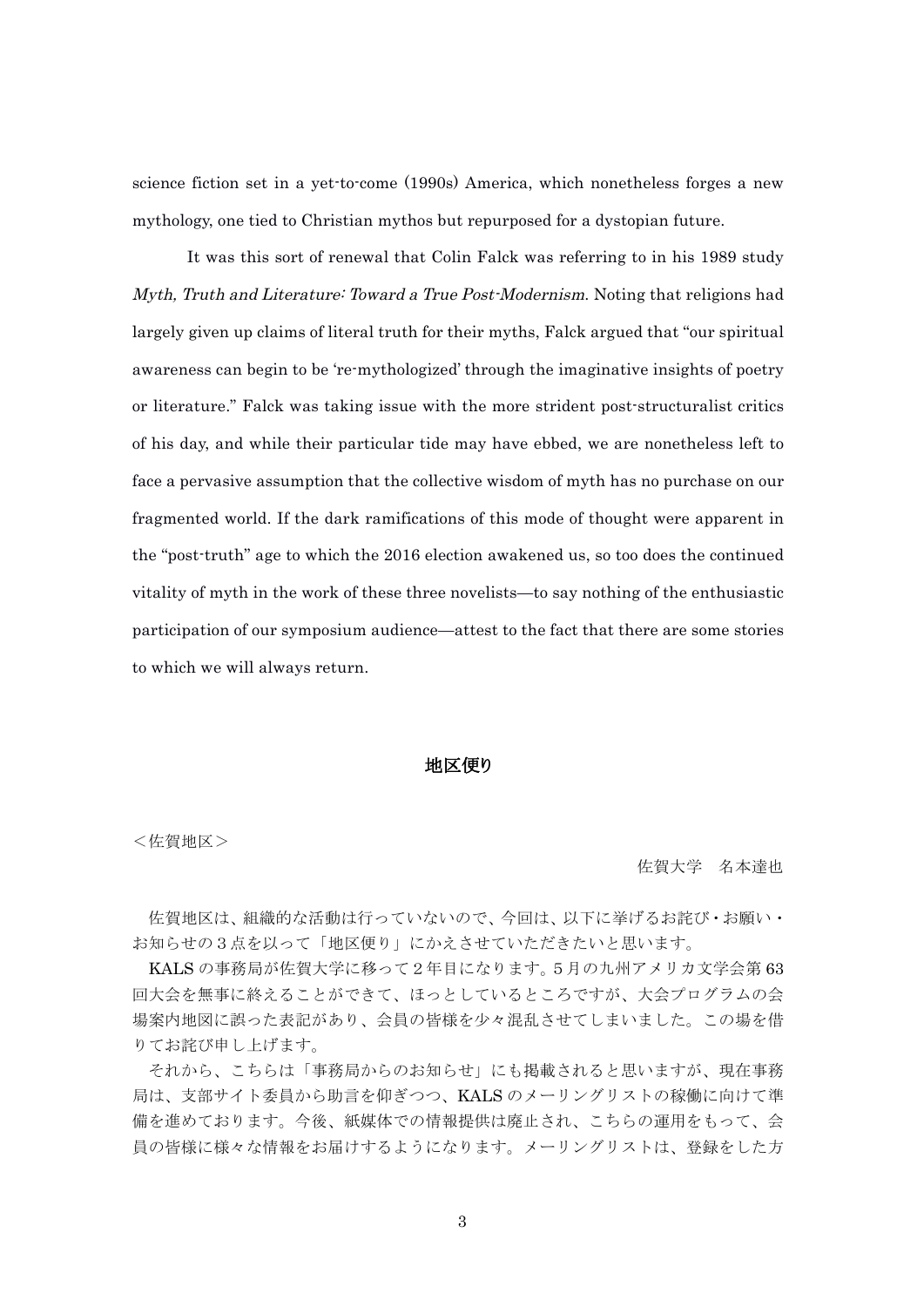science fiction set in a yet-to-come (1990s) America, which nonetheless forges a new mythology, one tied to Christian mythos but repurposed for a dystopian future.

It was this sort of renewal that Colin Falck was referring to in his 1989 study *Myth, Truth and Literature: Toward a True Post-Modernism*. Noting that religions had largely given up claims of literal truth for their myths, Falck argued that "our spiritual awareness can begin to be 're-mythologized' through the imaginative insights of poetry or literature." Falck was taking issue with the more strident post-structuralist critics of his day, and while their particular tide may have ebbed, we are nonetheless left to face a pervasive assumption that the collective wisdom of myth has no purchase on our fragmented world. If the dark ramifications of this mode of thought were apparent in the "post-truth" age to which the 2016 election awakened us, so too does the continued vitality of myth in the work of these three novelists—to say nothing of the enthusiastic participation of our symposium audience—attest to the fact that there are some stories to which we will always return.

## 地区便り

＜佐賀地区＞

佐賀大学　名本達也

佐賀地区は、組織的な活動は行っていないので、今回は、以下に挙げるお詫び・お願い・お知らせの３点を以って「地区便り」にかえさせていただきたいと思います。

KALS の事務局が佐賀大学に移って２年目になります。５月の九州アメリカ文学会第 63 回大会を無事に終えることができて、ほっとしているところですが、大会プログラムの会場案内地図に誤った表記があり、会員の皆様を少々混乱させてしまいました。この場を借りてお詫び申し上げます。

それから、こちらは「事務局からのお知らせ」にも掲載されると思いますが、現在事務局は、支部サイト委員から助言を仰ぎつつ、KALS のメーリングリストの稼働に向けて準備を進めております。今後、紙媒体での情報提供は廃止され、こちらの運用をもって、会員の皆様に様々な情報をお届けするようになります。メーリングリストは、登録をした方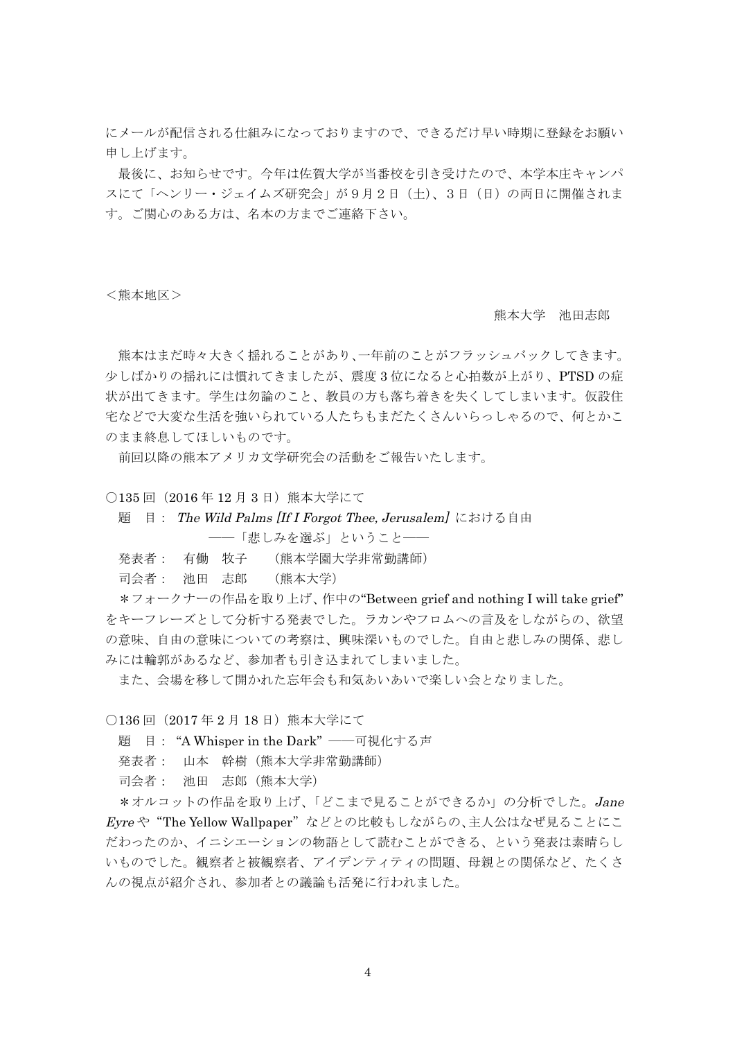にメールが配信される仕組みになっておりますので、できるだけ早い時期に登録をお願い申し上げます。

最後に、お知らせです。今年は佐賀大学が当番校を引き受けたので、本学本庄キャンパスにて「ヘンリー・ジェイムズ研究会」が９月２日（土）、３日（日）の両日に開催されます。ご関心のある方は、名本の方までご連絡下さい。

＜熊本地区＞

熊本大学　池田志郎

熊本はまだ時々大きく揺れることがあり、一年前のことがフラッシュバックしてきます。少しばかりの揺れには慣れてきましたが、震度３位になると心拍数が上がり、PTSD の症状が出てきます。学生は勿論のこと、教員の方も落ち着きを失くしてしまいます。仮設住宅などで大変な生活を強いられている人たちもまだたくさんいらっしゃるので、何とかこのまま終息してほしいものです。

前回以降の熊本アメリカ文学研究会の活動をご報告いたします。

○135 回（2016 年 12 月 3 日）熊本大学にて

題　目： *The Wild Palms [If I Forgot Thee, Jerusalem]* における自由
　　　　――「悲しみを選ぶ」ということ――

発表者：　有働　牧子　　（熊本学園大学非常勤講師）

司会者：　池田　志郎　　（熊本大学）

＊フォークナーの作品を取り上げ、作中の“Between grief and nothing I will take grief”をキーフレーズとして分析する発表でした。ラカンやフロムへの言及をしながらの、欲望の意味、自由の意味についての考察は、興味深いものでした。自由と悲しみの関係、悲しみには輪郭があるなど、参加者も引き込まれてしまいました。

また、会場を移して開かれた忘年会も和気あいあいで楽しい会となりました。

○136 回（2017 年 2 月 18 日）熊本大学にて

題　目：“A Whisper in the Dark” ――可視化する声

発表者：　山本　幹樹（熊本大学非常勤講師）

司会者：　池田　志郎（熊本大学）

＊オルコットの作品を取り上げ、「どこまで見ることができるか」の分析でした。*Jane Eyre* や“The Yellow Wallpaper”などとの比較もしながらの、主人公はなぜ見ることにこだわったのか、イニシエーションの物語として読むことができる、という発表は素晴らしいものでした。観察者と被観察者、アイデンティティの問題、母親との関係など、たくさんの視点が紹介され、参加者との議論も活発に行われました。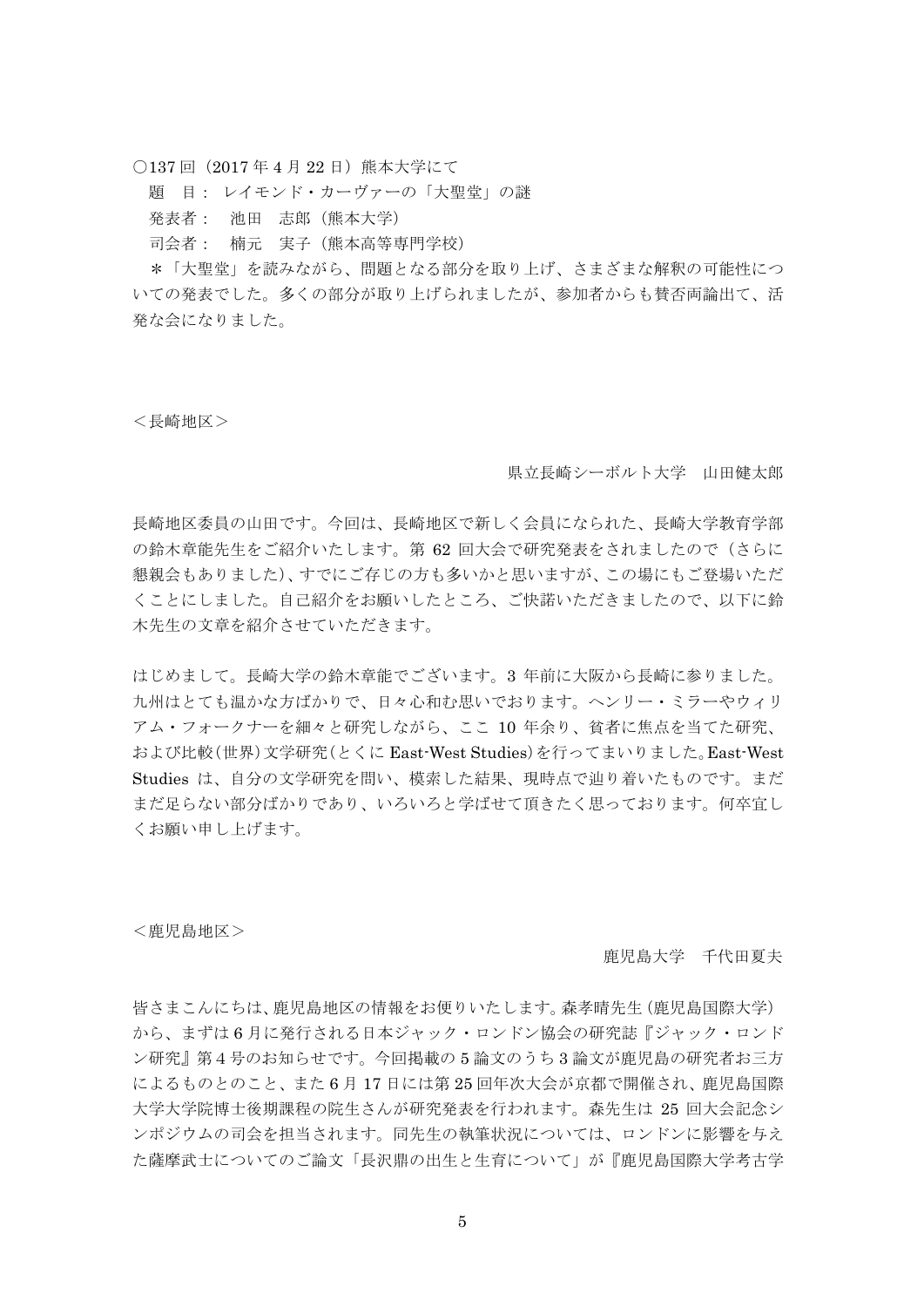○137 回（2017 年 4 月 22 日）熊本大学にて

題　目：レイモンド・カーヴァーの「大聖堂」の謎

発表者：　池田　志郎（熊本大学）

司会者：　楠元　実子（熊本高等専門学校）

＊「大聖堂」を読みながら、問題となる部分を取り上げ、さまざまな解釈の可能性についての発表でした。多くの部分が取り上げられましたが、参加者からも賛否両論出て、活発な会になりました。

＜長崎地区＞

県立長崎シーボルト大学　山田健太郎

長崎地区委員の山田です。今回は、長崎地区で新しく会員になられた、長崎大学教育学部の鈴木章能先生をご紹介いたします。第 62 回大会で研究発表をされましたので（さらに懇親会もありました）、すでにご存じの方も多いかと思いますが、この場にもご登場いただくことにしました。自己紹介をお願いしたところ、ご快諾いただきましたので、以下に鈴木先生の文章を紹介させていただきます。

はじめまして。長崎大学の鈴木章能でございます。3 年前に大阪から長崎に参りました。九州はとても温かな方ばかりで、日々心和む思いでおります。ヘンリー・ミラーやウィリアム・フォークナーを細々と研究しながら、ここ 10 年余り、貧者に焦点を当てた研究、および比較（世界）文学研究（とくに East-West Studies）を行ってまいりました。East-West Studies は、自分の文学研究を問い、模索した結果、現時点で辿り着いたものです。まだまだ足らない部分ばかりであり、いろいろと学ばせて頂きたく思っております。何卒宜しくお願い申し上げます。

＜鹿児島地区＞

鹿児島大学　千代田夏夫

皆さまこんにちは、鹿児島地区の情報をお便りいたします。森孝晴先生（鹿児島国際大学）から、まずは 6 月に発行される日本ジャック・ロンドン協会の研究誌『ジャック・ロンドン研究』第 4 号のお知らせです。今回掲載の 5 論文のうち 3 論文が鹿児島の研究者お三方によるものとのこと、また 6 月 17 日には第 25 回年次大会が京都で開催され、鹿児島国際大学大学院博士後期課程の院生さんが研究発表を行われます。森先生は 25 回大会記念シンポジウムの司会を担当されます。同先生の執筆状況については、ロンドンに影響を与えた薩摩武士についてのご論文「長沢鼎の出生と生育について」が『鹿児島国際大学考古学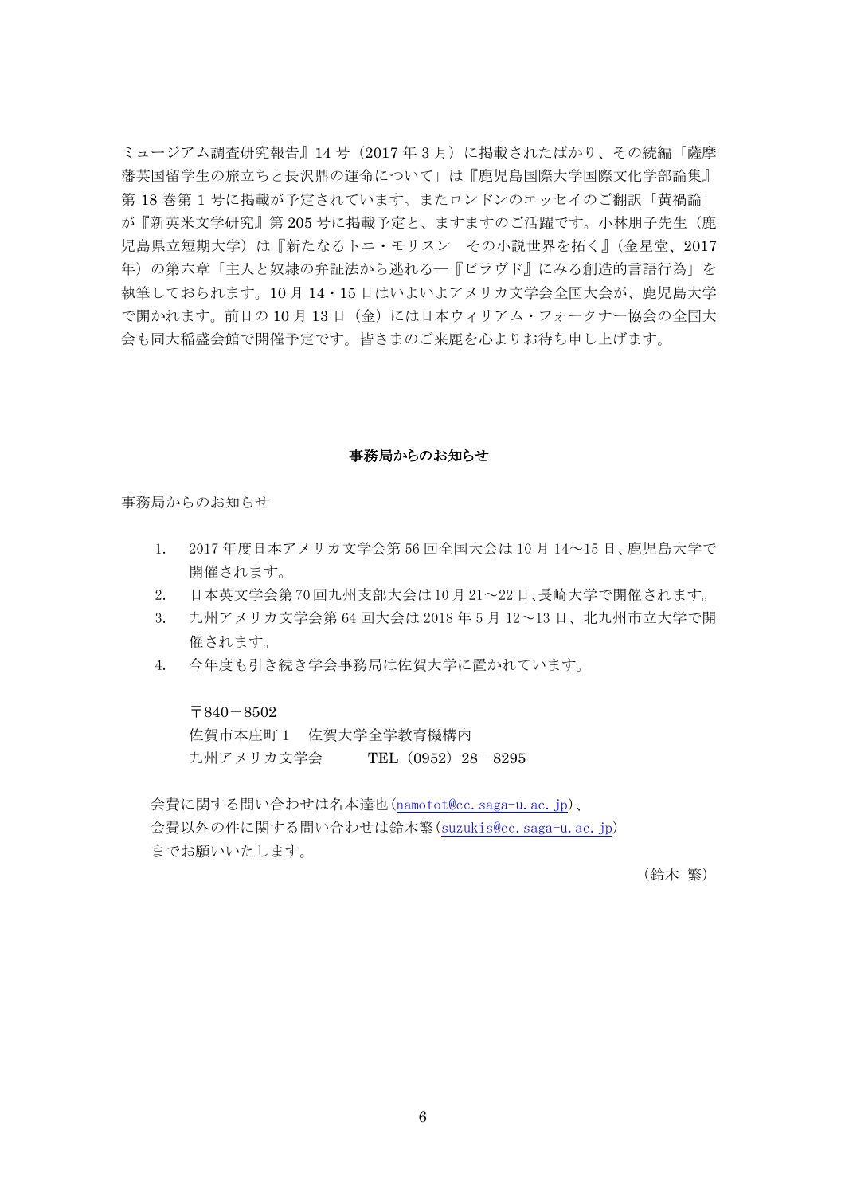ミュージアム調査研究報告』14 号（2017 年 3 月）に掲載されたばかり、その続編「薩摩藩英国留学生の旅立ちと長沢鼎の運命について」は『鹿児島国際大学国際文化学部論集』第 18 巻第 1 号に掲載が予定されています。またロンドンのエッセイのご翻訳「黄禍論」が『新英米文学研究』第 205 号に掲載予定と、ますますのご活躍です。小林朋子先生（鹿児島県立短期大学）は『新たなるトニ・モリスン　その小説世界を拓く』（金星堂、2017 年）の第六章「主人と奴隷の弁証法から逃れる―『ビラヴド』にみる創造的言語行為」を執筆しておられます。10 月 14・15 日はいよいよアメリカ文学会全国大会が、鹿児島大学で開かれます。前日の 10 月 13 日（金）には日本ウィリアム・フォークナー協会の全国大会も同大稲盛会館で開催予定です。皆さまのご来鹿を心よりお待ち申し上げます。

**事務局からのお知らせ**

事務局からのお知らせ

1. 2017 年度日本アメリカ文学会第 56 回全国大会は 10 月 14〜15 日、鹿児島大学で開催されます。
2. 日本英文学会第 70 回九州支部大会は 10 月 21〜22 日、長崎大学で開催されます。
3. 九州アメリカ文学会第 64 回大会は 2018 年 5 月 12〜13 日、北九州市立大学で開催されます。
4. 今年度も引き続き学会事務局は佐賀大学に置かれています。

〒840－8502
佐賀市本庄町 1　佐賀大学全学教育機構内
九州アメリカ文学会　　　TEL（0952）28－8295

会費に関する問い合わせは名本達也(namotot@cc.saga-u.ac.jp)、
会費以外の件に関する問い合わせは鈴木繁(suzukis@cc.saga-u.ac.jp)
までお願いいたします。

（鈴木 繁）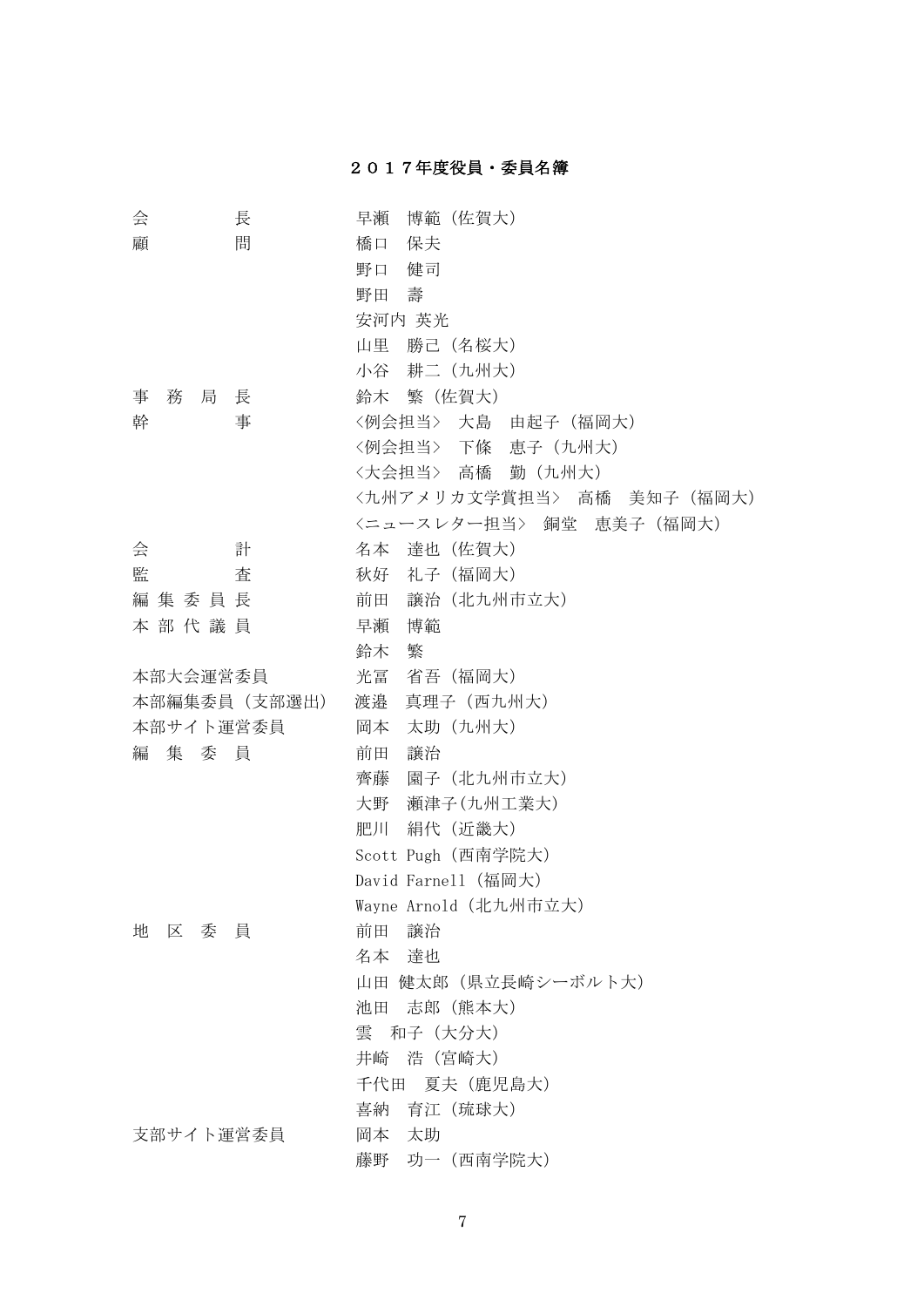## ２０１７年度役員・委員名簿

| | |
|---|---|
| 会　　　長 | 早瀬　博範（佐賀大） |
| 顧　　　問 | 橋口　保夫 |
| | 野口　健司 |
| | 野田　壽 |
| | 安河内 英光 |
| | 山里　勝己（名桜大） |
| | 小谷　耕二（九州大） |
| 事 務 局 長 | 鈴木　繁（佐賀大） |
| 幹　　　事 | 〈例会担当〉　大島　由起子（福岡大） |
| | 〈例会担当〉　下條　恵子（九州大） |
| | 〈大会担当〉　高橋　勤（九州大） |
| | 〈九州アメリカ文学賞担当〉　高橋　美知子（福岡大） |
| | 〈ニュースレター担当〉　銅堂　恵美子（福岡大） |
| 会　　　計 | 名本　達也（佐賀大） |
| 監　　　査 | 秋好　礼子（福岡大） |
| 編 集 委 員 長 | 前田　譲治（北九州市立大） |
| 本 部 代 議 員 | 早瀬　博範 |
| | 鈴木　繁 |
| 本部大会運営委員 | 光冨　省吾（福岡大） |
| 本部編集委員（支部選出） | 渡邉　真理子（西九州大） |
| 本部サイト運営委員 | 岡本　太助（九州大） |
| 編　集　委　員 | 前田　譲治 |
| | 齊藤　園子（北九州市立大） |
| | 大野　瀬津子(九州工業大) |
| | 肥川　絹代（近畿大） |
| | Scott Pugh（西南学院大） |
| | David Farnell（福岡大） |
| | Wayne Arnold（北九州市立大） |
| 地　区　委　員 | 前田　譲治 |
| | 名本　達也 |
| | 山田 健太郎（県立長崎シーボルト大） |
| | 池田　志郎（熊本大） |
| | 雲　和子（大分大） |
| | 井崎　浩（宮崎大） |
| | 千代田　夏夫（鹿児島大） |
| | 喜納　育江（琉球大） |
| 支部サイト運営委員 | 岡本　太助 |
| | 藤野　功一（西南学院大） |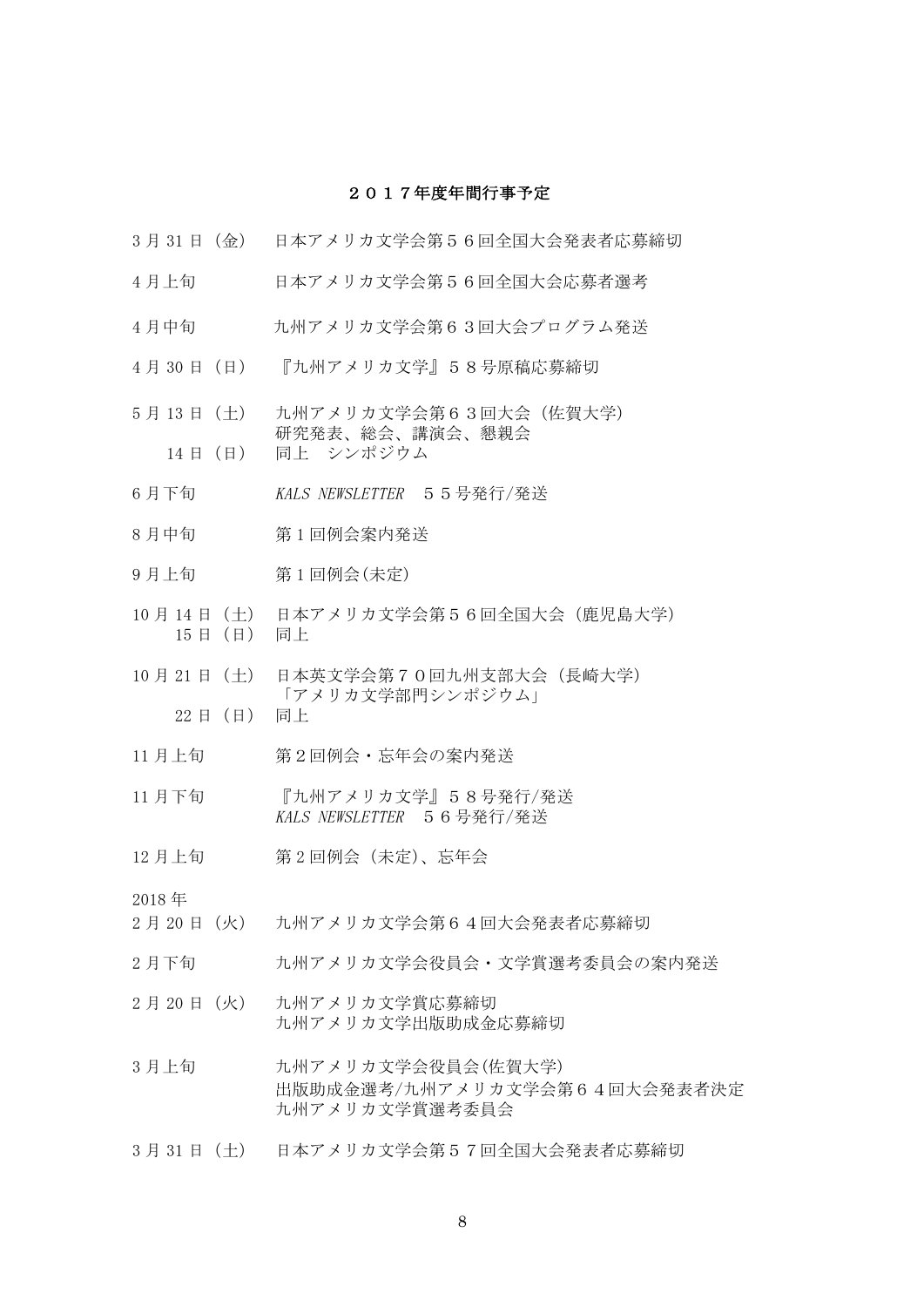## ２０１７年度年間行事予定

| | |
|---|---|
| 3 月 31 日（金） | 日本アメリカ文学会第５６回全国大会発表者応募締切 |
| 4 月上旬 | 日本アメリカ文学会第５６回全国大会応募者選考 |
| 4 月中旬 | 九州アメリカ文学会第６３回大会プログラム発送 |
| 4 月 30 日（日） | 『九州アメリカ文学』５８号原稿応募締切 |
| 5 月 13 日（土） | 九州アメリカ文学会第６３回大会（佐賀大学）<br>研究発表、総会、講演会、懇親会 |
| 14 日（日） | 同上　シンポジウム |
| 6 月下旬 | *KALS NEWSLETTER*　５５号発行/発送 |
| 8 月中旬 | 第１回例会案内発送 |
| 9 月上旬 | 第１回例会(未定) |
| 10 月 14 日（土） | 日本アメリカ文学会第５６回全国大会（鹿児島大学） |
| 15 日（日） | 同上 |
| 10 月 21 日（土） | 日本英文学会第７０回九州支部大会（長崎大学）<br>「アメリカ文学部門シンポジウム」 |
| 22 日（日） | 同上 |
| 11 月上旬 | 第２回例会・忘年会の案内発送 |
| 11 月下旬 | 『九州アメリカ文学』５８号発行/発送<br>*KALS NEWSLETTER*　５６号発行/発送 |
| 12 月上旬 | 第２回例会（未定)、忘年会 |
| 2018 年 | |
| 2 月 20 日（火） | 九州アメリカ文学会第６４回大会発表者応募締切 |
| 2 月下旬 | 九州アメリカ文学会役員会・文学賞選考委員会の案内発送 |
| 2 月 20 日（火） | 九州アメリカ文学賞応募締切<br>九州アメリカ文学出版助成金応募締切 |
| 3 月上旬 | 九州アメリカ文学会役員会(佐賀大学)<br>出版助成金選考/九州アメリカ文学会第６４回大会発表者決定<br>九州アメリカ文学賞選考委員会 |
| 3 月 31 日（土） | 日本アメリカ文学会第５７回全国大会発表者応募締切 |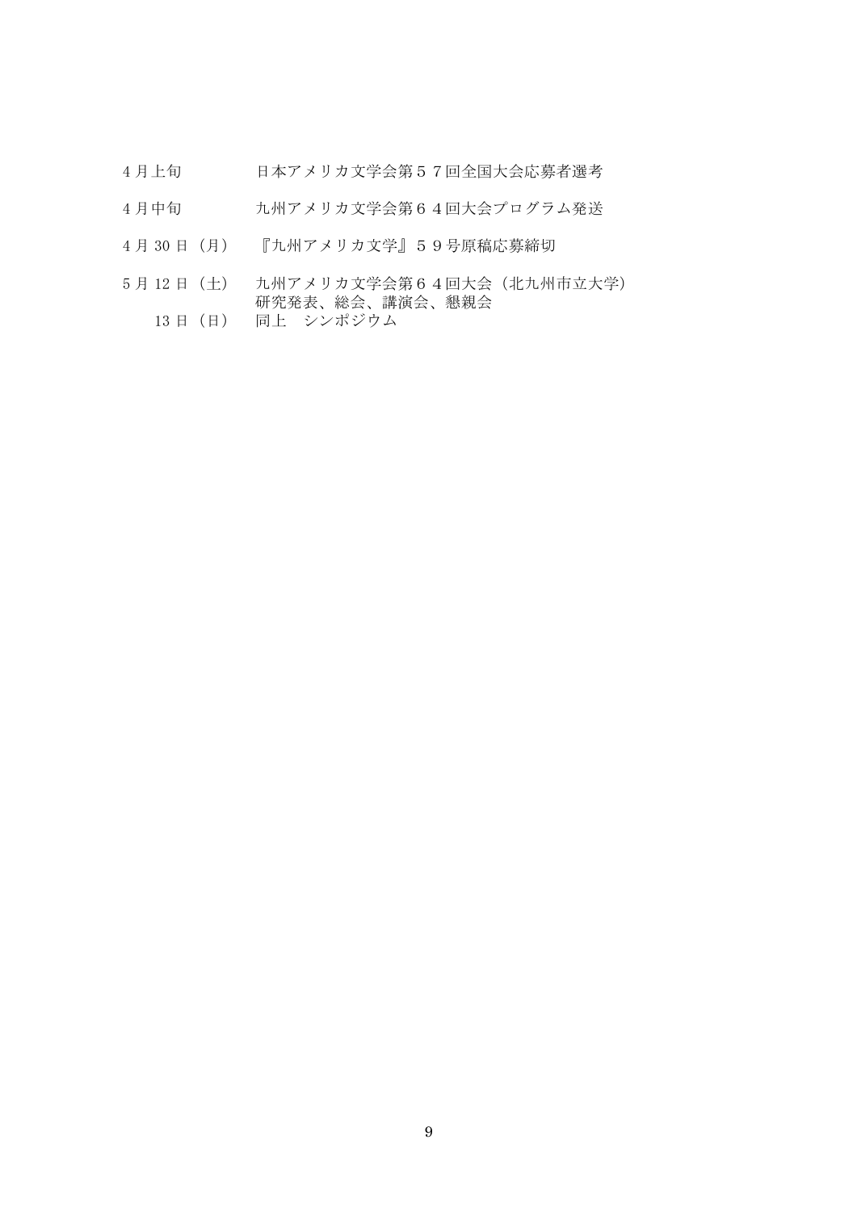| | |
|---|---|
| 4月上旬 | 日本アメリカ文学会第５７回全国大会応募者選考 |
| 4月中旬 | 九州アメリカ文学会第６４回大会プログラム発送 |
| 4月 30 日（月） | 『九州アメリカ文学』５９号原稿応募締切 |
| 5月 12 日（土） | 九州アメリカ文学会第６４回大会（北九州市立大学）<br>研究発表、総会、講演会、懇親会 |
| 13 日（日） | 同上　シンポジウム |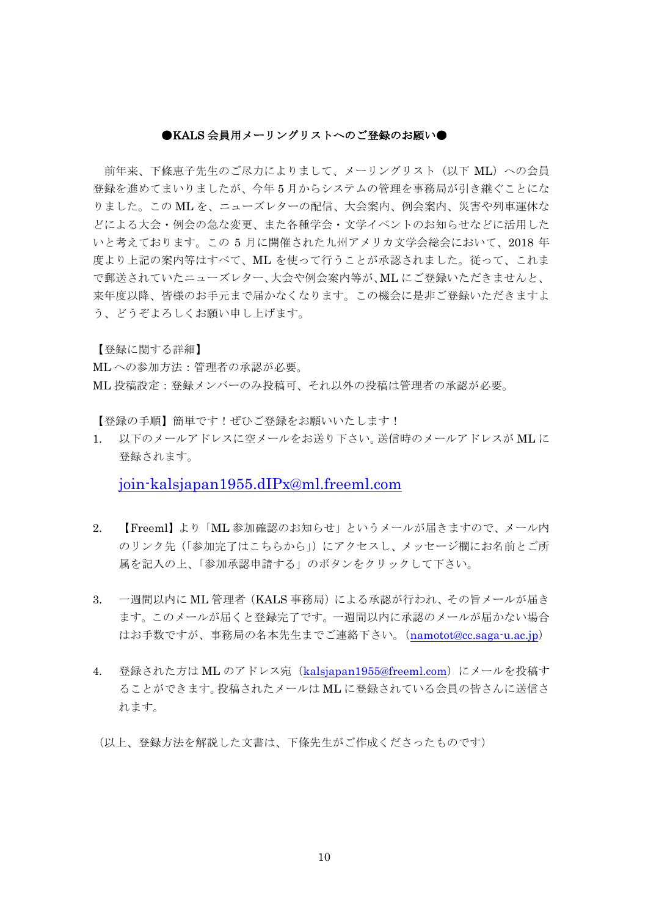**●KALS 会員用メーリングリストへのご登録のお願い●**

前年来、下條恵子先生のご尽力によりまして、メーリングリスト（以下 ML）への会員登録を進めてまいりましたが、今年 5 月からシステムの管理を事務局が引き継ぐことになりました。この ML を、ニューズレターの配信、大会案内、例会案内、災害や列車運休などによる大会・例会の急な変更、また各種学会・文学イベントのお知らせなどに活用したいと考えております。この 5 月に開催された九州アメリカ文学会総会において、2018 年度より上記の案内等はすべて、ML を使って行うことが承認されました。従って、これまで郵送されていたニューズレター、大会や例会案内等が、ML にご登録いただきませんと、来年度以降、皆様のお手元まで届かなくなります。この機会に是非ご登録いただきますよう、どうぞよろしくお願い申し上げます。

【登録に関する詳細】
ML への参加方法：管理者の承認が必要。
ML 投稿設定：登録メンバーのみ投稿可、それ以外の投稿は管理者の承認が必要。

【登録の手順】簡単です！ぜひご登録をお願いいたします！

1. 以下のメールアドレスに空メールをお送り下さい。送信時のメールアドレスが ML に登録されます。

   join-kalsjapan1955.dIPx@ml.freeml.com

2. 【Freeml】より「ML 参加確認のお知らせ」というメールが届きますので、メール内のリンク先（「参加完了はこちらから」）にアクセスし、メッセージ欄にお名前とご所属を記入の上、「参加承認申請する」のボタンをクリックして下さい。

3. 一週間以内に ML 管理者（KALS 事務局）による承認が行われ、その旨メールが届きます。このメールが届くと登録完了です。一週間以内に承認のメールが届かない場合はお手数ですが、事務局の名本先生までご連絡下さい。（namotot@cc.saga-u.ac.jp）

4. 登録された方は ML のアドレス宛（kalsjapan1955@freeml.com）にメールを投稿することができます。投稿されたメールは ML に登録されている会員の皆さんに送信されます。

（以上、登録方法を解説した文書は、下條先生がご作成くださったものです）